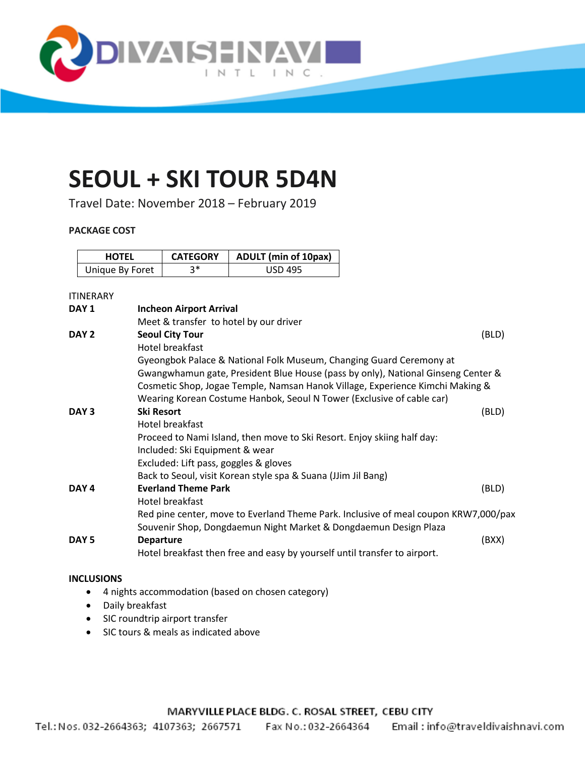# SEOUL + SKI TOUR 5D4N

Travel Date: November 2018 – February 2019

**PACKAGE COST**

| HOTEL | CATEGORY | ADULT (min of 10pax) |
|---|---|---|
| Unique By Foret | 3* | USD 495 |

ITINERARY

**DAY 1** **Incheon Airport Arrival**
Meet & transfer to hotel by our driver

**DAY 2** **Seoul City Tour** (BLD)
Hotel breakfast
Gyeongbok Palace & National Folk Museum, Changing Guard Ceremony at Gwangwhamun gate, President Blue House (pass by only), National Ginseng Center & Cosmetic Shop, Jogae Temple, Namsan Hanok Village, Experience Kimchi Making & Wearing Korean Costume Hanbok, Seoul N Tower (Exclusive of cable car)

**DAY 3** **Ski Resort** (BLD)
Hotel breakfast
Proceed to Nami Island, then move to Ski Resort. Enjoy skiing half day:
Included: Ski Equipment & wear
Excluded: Lift pass, goggles & gloves
Back to Seoul, visit Korean style spa & Suana (JJim Jil Bang)

**DAY 4** **Everland Theme Park** (BLD)
Hotel breakfast
Red pine center, move to Everland Theme Park. Inclusive of meal coupon KRW7,000/pax
Souvenir Shop, Dongdaemun Night Market & Dongdaemun Design Plaza

**DAY 5** **Departure** (BXX)
Hotel breakfast then free and easy by yourself until transfer to airport.

**INCLUSIONS**

- 4 nights accommodation (based on chosen category)
- Daily breakfast
- SIC roundtrip airport transfer
- SIC tours & meals as indicated above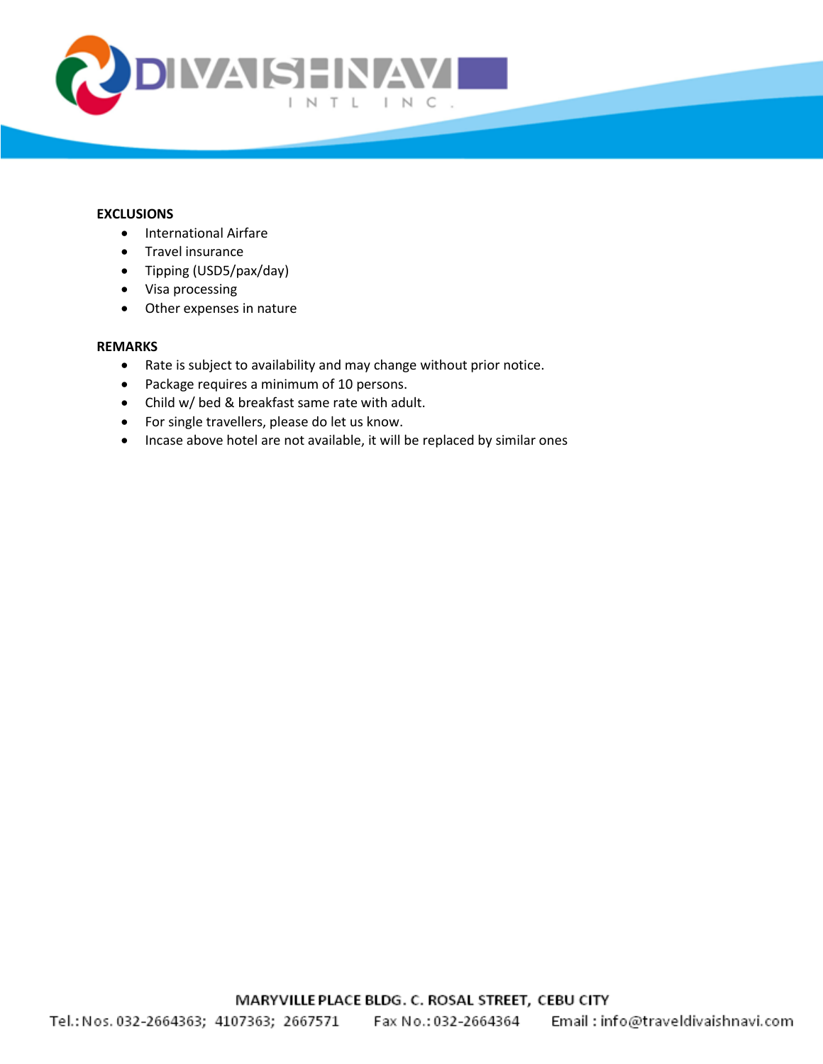**EXCLUSIONS**

- International Airfare
- Travel insurance
- Tipping (USD5/pax/day)
- Visa processing
- Other expenses in nature

**REMARKS**

- Rate is subject to availability and may change without prior notice.
- Package requires a minimum of 10 persons.
- Child w/ bed & breakfast same rate with adult.
- For single travellers, please do let us know.
- Incase above hotel are not available, it will be replaced by similar ones